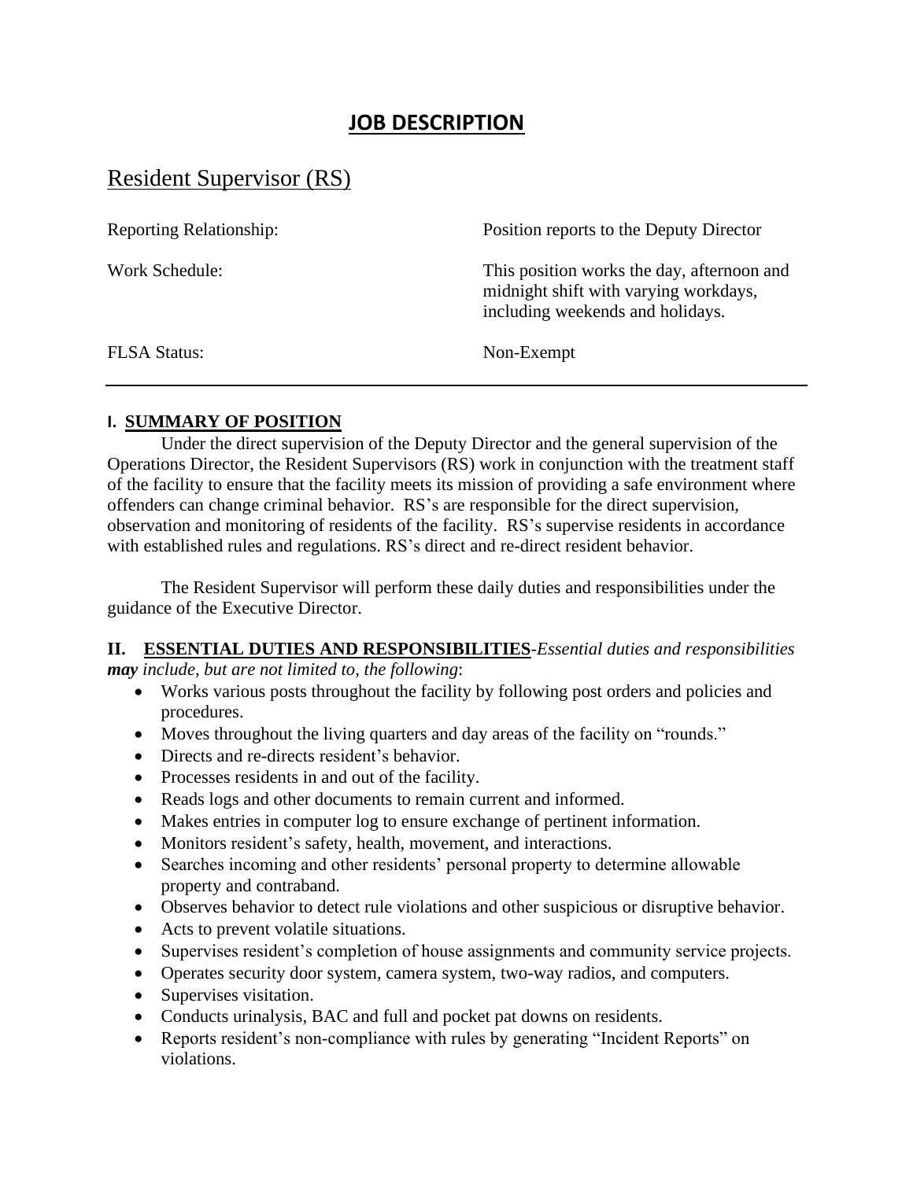# JOB DESCRIPTION

## Resident Supervisor (RS)

| | |
|---|---|
| Reporting Relationship: | Position reports to the Deputy Director |
| Work Schedule: | This position works the day, afternoon and midnight shift with varying workdays, including weekends and holidays. |
| FLSA Status: | Non-Exempt |

---

### I. SUMMARY OF POSITION

Under the direct supervision of the Deputy Director and the general supervision of the Operations Director, the Resident Supervisors (RS) work in conjunction with the treatment staff of the facility to ensure that the facility meets its mission of providing a safe environment where offenders can change criminal behavior. RS's are responsible for the direct supervision, observation and monitoring of residents of the facility. RS's supervise residents in accordance with established rules and regulations. RS's direct and re-direct resident behavior.

The Resident Supervisor will perform these daily duties and responsibilities under the guidance of the Executive Director.

### II. ESSENTIAL DUTIES AND RESPONSIBILITIES-*Essential duties and responsibilities **may** include, but are not limited to, the following*:

- Works various posts throughout the facility by following post orders and policies and procedures.
- Moves throughout the living quarters and day areas of the facility on "rounds."
- Directs and re-directs resident's behavior.
- Processes residents in and out of the facility.
- Reads logs and other documents to remain current and informed.
- Makes entries in computer log to ensure exchange of pertinent information.
- Monitors resident's safety, health, movement, and interactions.
- Searches incoming and other residents' personal property to determine allowable property and contraband.
- Observes behavior to detect rule violations and other suspicious or disruptive behavior.
- Acts to prevent volatile situations.
- Supervises resident's completion of house assignments and community service projects.
- Operates security door system, camera system, two-way radios, and computers.
- Supervises visitation.
- Conducts urinalysis, BAC and full and pocket pat downs on residents.
- Reports resident's non-compliance with rules by generating "Incident Reports" on violations.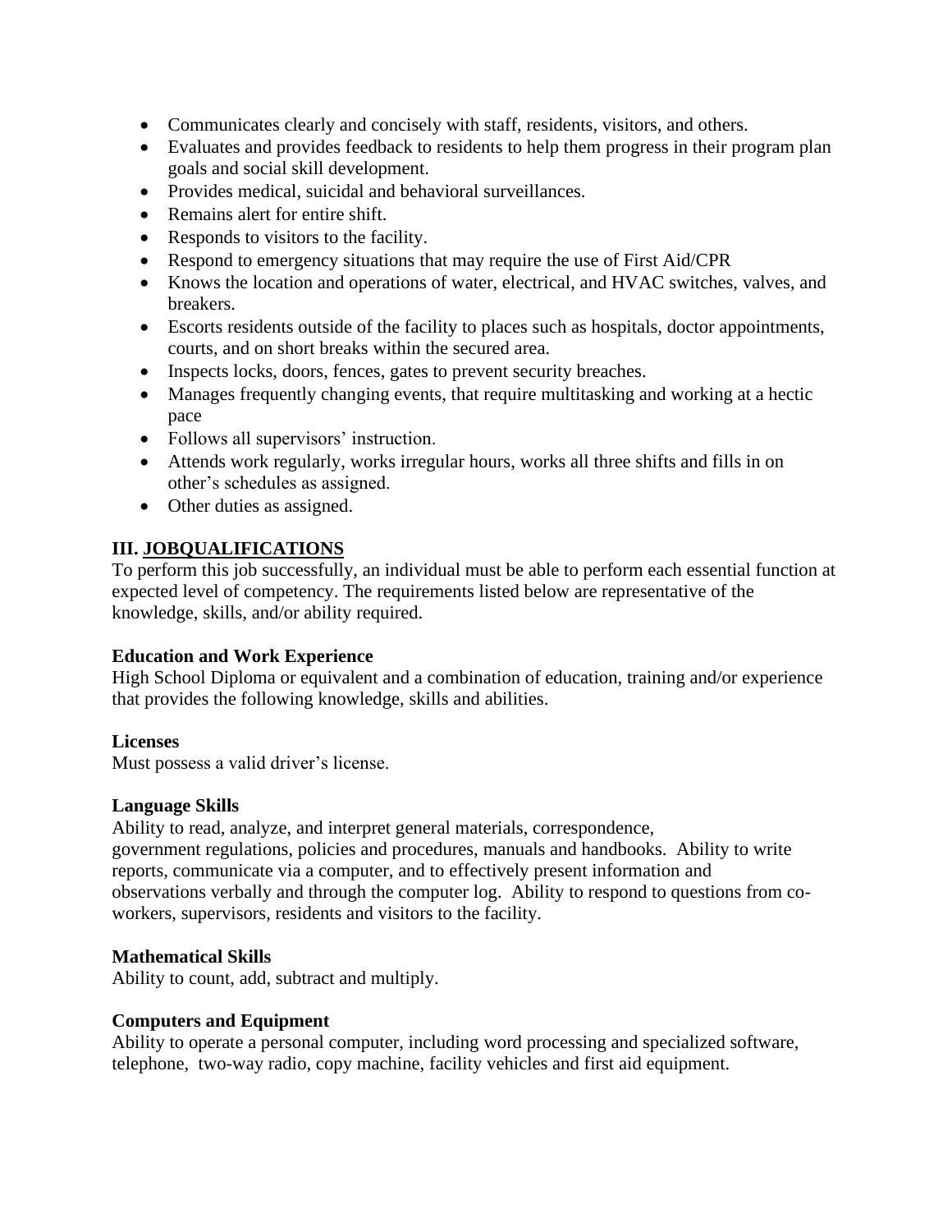- Communicates clearly and concisely with staff, residents, visitors, and others.
- Evaluates and provides feedback to residents to help them progress in their program plan goals and social skill development.
- Provides medical, suicidal and behavioral surveillances.
- Remains alert for entire shift.
- Responds to visitors to the facility.
- Respond to emergency situations that may require the use of First Aid/CPR
- Knows the location and operations of water, electrical, and HVAC switches, valves, and breakers.
- Escorts residents outside of the facility to places such as hospitals, doctor appointments, courts, and on short breaks within the secured area.
- Inspects locks, doors, fences, gates to prevent security breaches.
- Manages frequently changing events, that require multitasking and working at a hectic pace
- Follows all supervisors' instruction.
- Attends work regularly, works irregular hours, works all three shifts and fills in on other's schedules as assigned.
- Other duties as assigned.

## III. JOBQUALIFICATIONS

To perform this job successfully, an individual must be able to perform each essential function at expected level of competency. The requirements listed below are representative of the knowledge, skills, and/or ability required.

**Education and Work Experience**

High School Diploma or equivalent and a combination of education, training and/or experience that provides the following knowledge, skills and abilities.

**Licenses**

Must possess a valid driver's license.

**Language Skills**

Ability to read, analyze, and interpret general materials, correspondence, government regulations, policies and procedures, manuals and handbooks. Ability to write reports, communicate via a computer, and to effectively present information and observations verbally and through the computer log. Ability to respond to questions from co-workers, supervisors, residents and visitors to the facility.

**Mathematical Skills**

Ability to count, add, subtract and multiply.

**Computers and Equipment**

Ability to operate a personal computer, including word processing and specialized software, telephone, two-way radio, copy machine, facility vehicles and first aid equipment.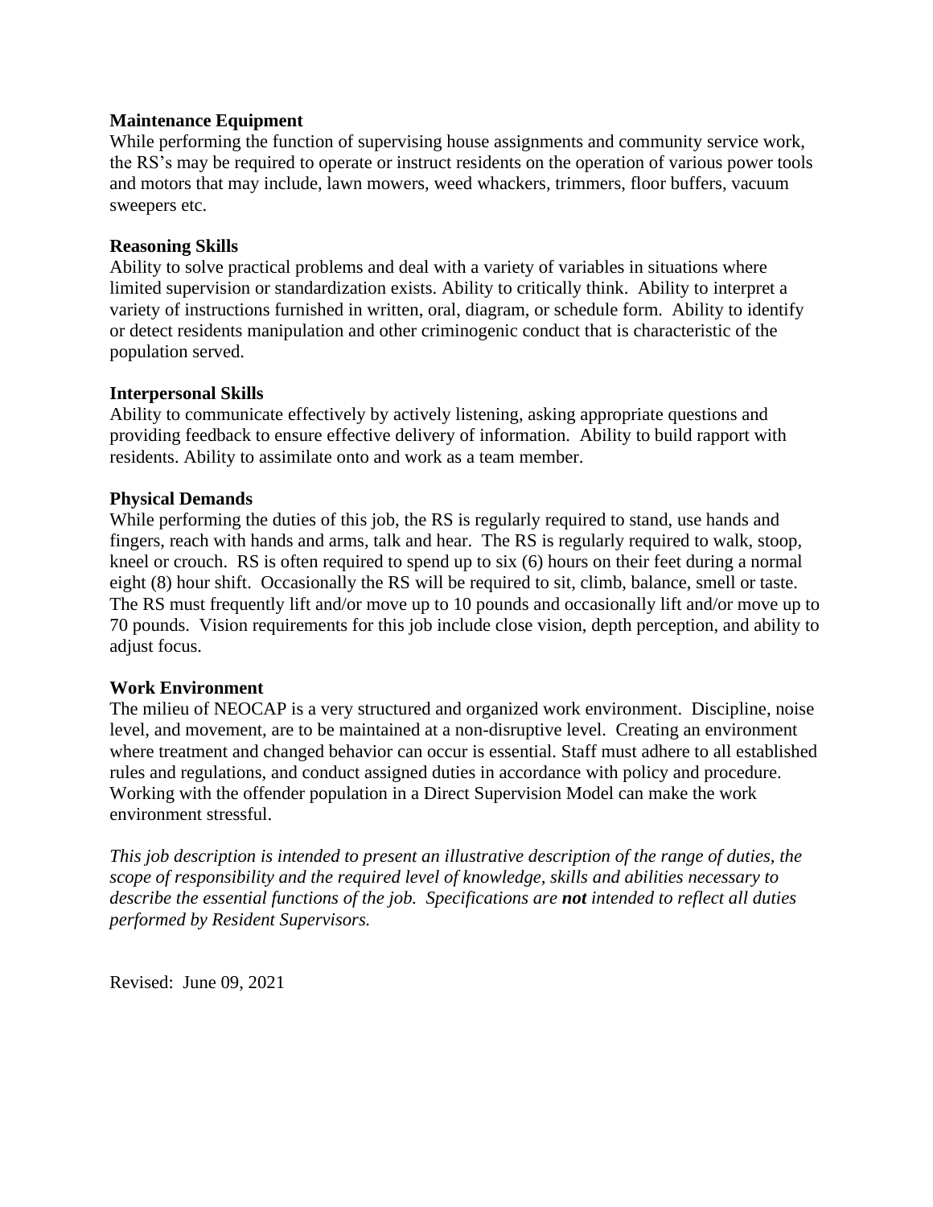**Maintenance Equipment**
While performing the function of supervising house assignments and community service work, the RS's may be required to operate or instruct residents on the operation of various power tools and motors that may include, lawn mowers, weed whackers, trimmers, floor buffers, vacuum sweepers etc.

**Reasoning Skills**
Ability to solve practical problems and deal with a variety of variables in situations where limited supervision or standardization exists. Ability to critically think. Ability to interpret a variety of instructions furnished in written, oral, diagram, or schedule form. Ability to identify or detect residents manipulation and other criminogenic conduct that is characteristic of the population served.

**Interpersonal Skills**
Ability to communicate effectively by actively listening, asking appropriate questions and providing feedback to ensure effective delivery of information. Ability to build rapport with residents. Ability to assimilate onto and work as a team member.

**Physical Demands**
While performing the duties of this job, the RS is regularly required to stand, use hands and fingers, reach with hands and arms, talk and hear. The RS is regularly required to walk, stoop, kneel or crouch. RS is often required to spend up to six (6) hours on their feet during a normal eight (8) hour shift. Occasionally the RS will be required to sit, climb, balance, smell or taste. The RS must frequently lift and/or move up to 10 pounds and occasionally lift and/or move up to 70 pounds. Vision requirements for this job include close vision, depth perception, and ability to adjust focus.

**Work Environment**
The milieu of NEOCAP is a very structured and organized work environment. Discipline, noise level, and movement, are to be maintained at a non-disruptive level. Creating an environment where treatment and changed behavior can occur is essential. Staff must adhere to all established rules and regulations, and conduct assigned duties in accordance with policy and procedure. Working with the offender population in a Direct Supervision Model can make the work environment stressful.

*This job description is intended to present an illustrative description of the range of duties, the scope of responsibility and the required level of knowledge, skills and abilities necessary to describe the essential functions of the job. Specifications are* ***not*** *intended to reflect all duties performed by Resident Supervisors.*

Revised: June 09, 2021